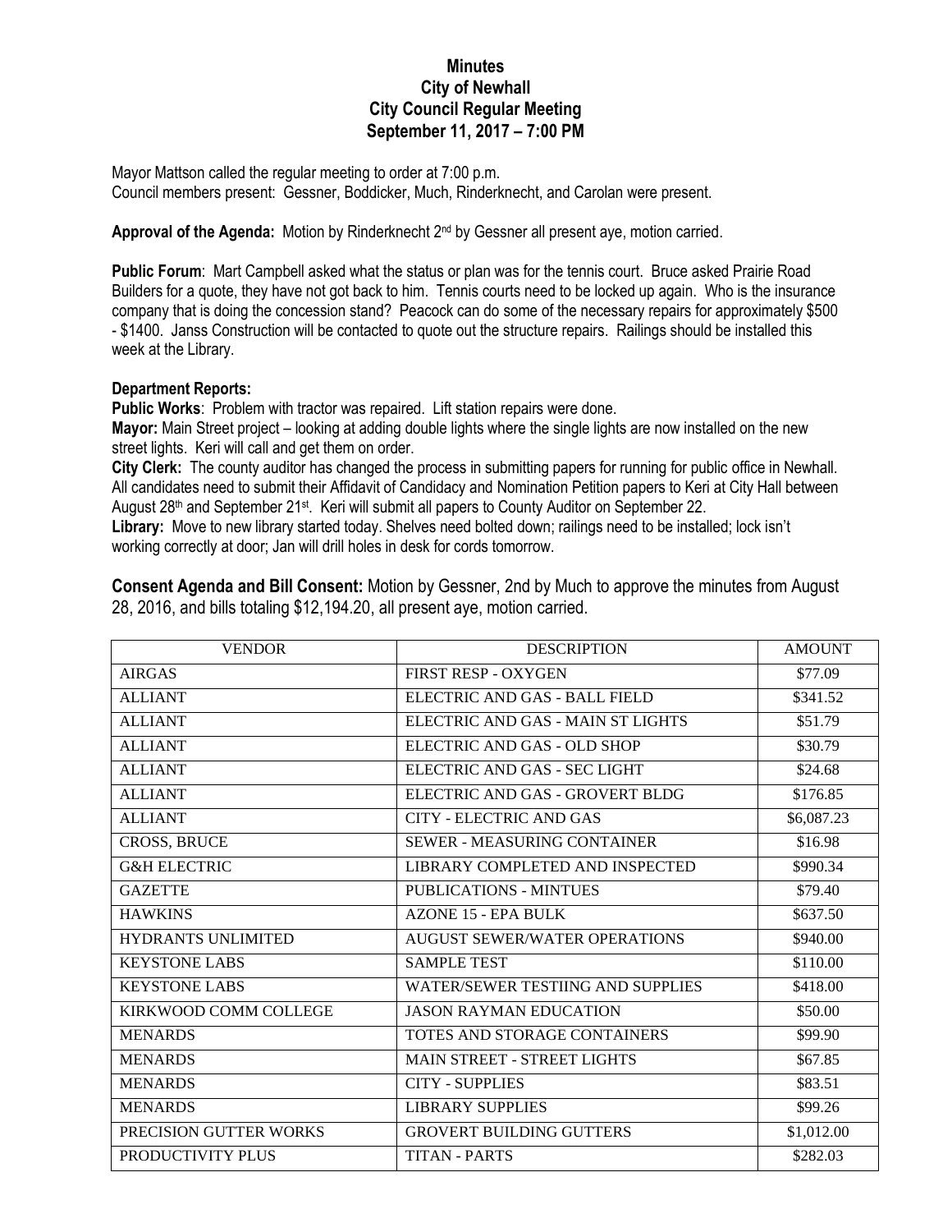# Minutes
## City of Newhall
## City Council Regular Meeting
## September 11, 2017 – 7:00 PM

Mayor Mattson called the regular meeting to order at 7:00 p.m.
Council members present: Gessner, Boddicker, Much, Rinderknecht, and Carolan were present.

**Approval of the Agenda:** Motion by Rinderknecht 2nd by Gessner all present aye, motion carried.

**Public Forum**: Mart Campbell asked what the status or plan was for the tennis court. Bruce asked Prairie Road Builders for a quote, they have not got back to him. Tennis courts need to be locked up again. Who is the insurance company that is doing the concession stand? Peacock can do some of the necessary repairs for approximately $500 - $1400. Janss Construction will be contacted to quote out the structure repairs. Railings should be installed this week at the Library.

**Department Reports:**

**Public Works**: Problem with tractor was repaired. Lift station repairs were done.

**Mayor:** Main Street project – looking at adding double lights where the single lights are now installed on the new street lights. Keri will call and get them on order.

**City Clerk:** The county auditor has changed the process in submitting papers for running for public office in Newhall. All candidates need to submit their Affidavit of Candidacy and Nomination Petition papers to Keri at City Hall between August 28th and September 21st. Keri will submit all papers to County Auditor on September 22.

**Library:** Move to new library started today. Shelves need bolted down; railings need to be installed; lock isn't working correctly at door; Jan will drill holes in desk for cords tomorrow.

**Consent Agenda and Bill Consent:** Motion by Gessner, 2nd by Much to approve the minutes from August 28, 2016, and bills totaling $12,194.20, all present aye, motion carried.

| VENDOR | DESCRIPTION | AMOUNT |
|---|---|---|
| AIRGAS | FIRST RESP - OXYGEN | $77.09 |
| ALLIANT | ELECTRIC AND GAS - BALL FIELD | $341.52 |
| ALLIANT | ELECTRIC AND GAS - MAIN ST LIGHTS | $51.79 |
| ALLIANT | ELECTRIC AND GAS - OLD SHOP | $30.79 |
| ALLIANT | ELECTRIC AND GAS - SEC LIGHT | $24.68 |
| ALLIANT | ELECTRIC AND GAS - GROVERT BLDG | $176.85 |
| ALLIANT | CITY - ELECTRIC AND GAS | $6,087.23 |
| CROSS, BRUCE | SEWER - MEASURING CONTAINER | $16.98 |
| G&H ELECTRIC | LIBRARY COMPLETED AND INSPECTED | $990.34 |
| GAZETTE | PUBLICATIONS - MINTUES | $79.40 |
| HAWKINS | AZONE 15 - EPA BULK | $637.50 |
| HYDRANTS UNLIMITED | AUGUST SEWER/WATER OPERATIONS | $940.00 |
| KEYSTONE LABS | SAMPLE TEST | $110.00 |
| KEYSTONE LABS | WATER/SEWER TESTIING AND SUPPLIES | $418.00 |
| KIRKWOOD COMM COLLEGE | JASON RAYMAN EDUCATION | $50.00 |
| MENARDS | TOTES AND STORAGE CONTAINERS | $99.90 |
| MENARDS | MAIN STREET - STREET LIGHTS | $67.85 |
| MENARDS | CITY - SUPPLIES | $83.51 |
| MENARDS | LIBRARY SUPPLIES | $99.26 |
| PRECISION GUTTER WORKS | GROVERT BUILDING GUTTERS | $1,012.00 |
| PRODUCTIVITY PLUS | TITAN - PARTS | $282.03 |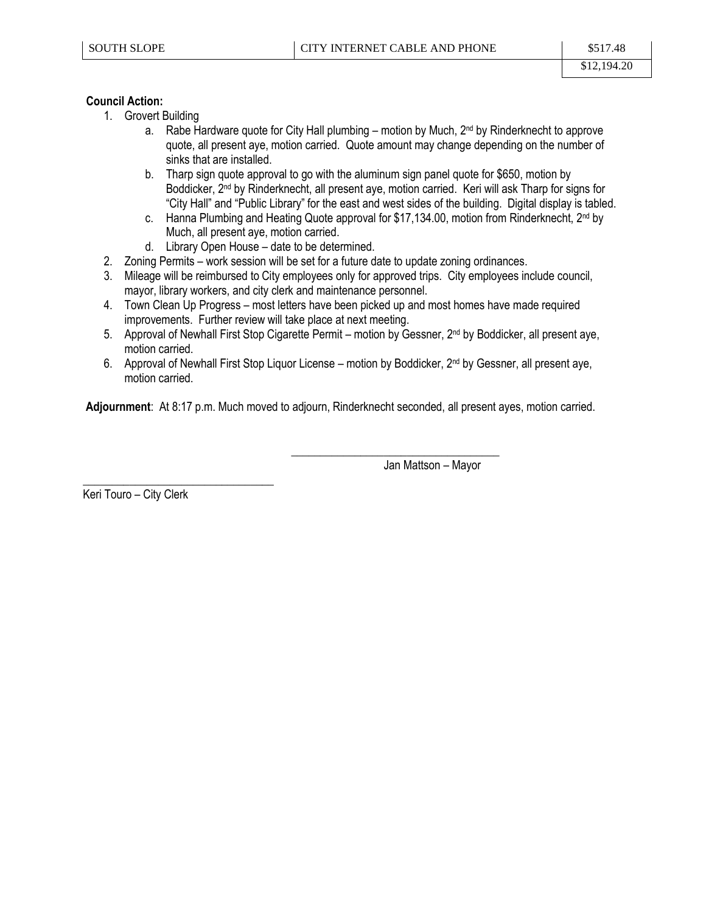| | | |
|---|---|---|
| SOUTH SLOPE | CITY INTERNET CABLE AND PHONE | \$517.48 |
| | | \$12,194.20 |

**Council Action:**

1. Grovert Building
   a. Rabe Hardware quote for City Hall plumbing – motion by Much, 2nd by Rinderknecht to approve quote, all present aye, motion carried. Quote amount may change depending on the number of sinks that are installed.
   b. Tharp sign quote approval to go with the aluminum sign panel quote for $650, motion by Boddicker, 2nd by Rinderknecht, all present aye, motion carried. Keri will ask Tharp for signs for "City Hall" and "Public Library" for the east and west sides of the building. Digital display is tabled.
   c. Hanna Plumbing and Heating Quote approval for $17,134.00, motion from Rinderknecht, 2nd by Much, all present aye, motion carried.
   d. Library Open House – date to be determined.
2. Zoning Permits – work session will be set for a future date to update zoning ordinances.
3. Mileage will be reimbursed to City employees only for approved trips. City employees include council, mayor, library workers, and city clerk and maintenance personnel.
4. Town Clean Up Progress – most letters have been picked up and most homes have made required improvements. Further review will take place at next meeting.
5. Approval of Newhall First Stop Cigarette Permit – motion by Gessner, 2nd by Boddicker, all present aye, motion carried.
6. Approval of Newhall First Stop Liquor License – motion by Boddicker, 2nd by Gessner, all present aye, motion carried.

**Adjournment**: At 8:17 p.m. Much moved to adjourn, Rinderknecht seconded, all present ayes, motion carried.

\_\_\_\_\_\_\_\_\_\_\_\_\_\_\_\_\_\_\_\_\_\_\_\_\_\_\_\_\_\_\_\_\_\_\_\_

Jan Mattson – Mayor

\_\_\_\_\_\_\_\_\_\_\_\_\_\_\_\_\_\_\_\_\_\_\_\_\_\_\_\_\_\_\_\_\_\_

Keri Touro – City Clerk